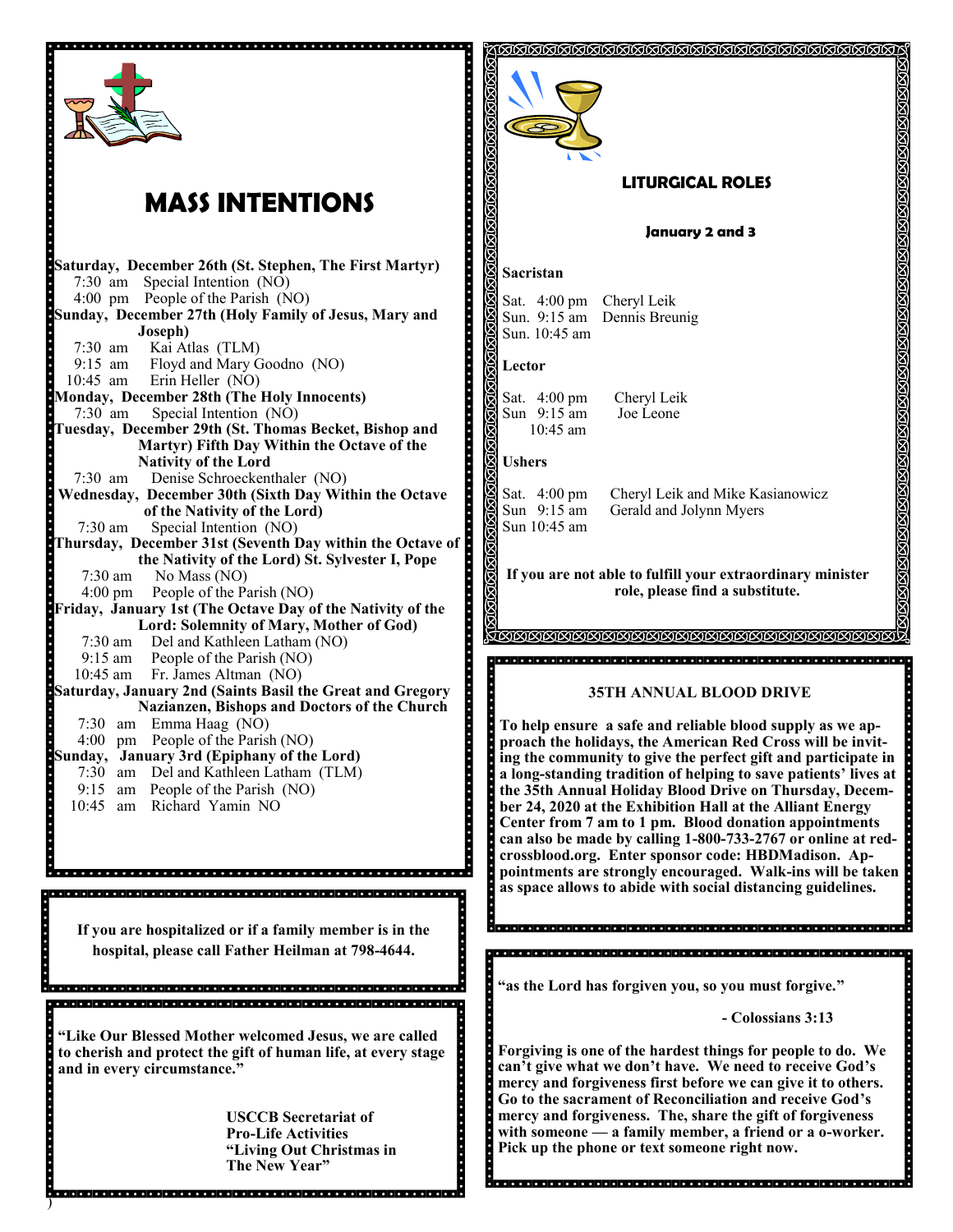# MASS INTENTIONS

**Saturday, December 26th (St. Stephen, The First Martyr)**
7:30 am Special Intention (NO)
4:00 pm People of the Parish (NO)

**Sunday, December 27th (Holy Family of Jesus, Mary and Joseph)**
7:30 am Kai Atlas (TLM)
9:15 am Floyd and Mary Goodno (NO)
10:45 am Erin Heller (NO)

**Monday, December 28th (The Holy Innocents)**
7:30 am Special Intention (NO)

**Tuesday, December 29th (St. Thomas Becket, Bishop and Martyr) Fifth Day Within the Octave of the Nativity of the Lord**
7:30 am Denise Schroeckenthaler (NO)

**Wednesday, December 30th (Sixth Day Within the Octave of the Nativity of the Lord)**
7:30 am Special Intention (NO)

**Thursday, December 31st (Seventh Day within the Octave of the Nativity of the Lord) St. Sylvester I, Pope**
7:30 am No Mass (NO)
4:00 pm People of the Parish (NO)

**Friday, January 1st (The Octave Day of the Nativity of the Lord: Solemnity of Mary, Mother of God)**
7:30 am Del and Kathleen Latham (NO)
9:15 am People of the Parish (NO)
10:45 am Fr. James Altman (NO)

**Saturday, January 2nd (Saints Basil the Great and Gregory Nazianzen, Bishops and Doctors of the Church**
7:30 am Emma Haag (NO)
4:00 pm People of the Parish (NO)

**Sunday, January 3rd (Epiphany of the Lord)**
7:30 am Del and Kathleen Latham (TLM)
9:15 am People of the Parish (NO)
10:45 am Richard Yamin NO

**If you are hospitalized or if a family member is in the hospital, please call Father Heilman at 798-4644.**

**"Like Our Blessed Mother welcomed Jesus, we are called to cherish and protect the gift of human life, at every stage and in every circumstance."**

**USCCB Secretariat of Pro-Life Activities "Living Out Christmas in The New Year"**

## LITURGICAL ROLES

**January 2 and 3**

**Sacristan**

Sat. 4:00 pm Cheryl Leik
Sun. 9:15 am Dennis Breunig
Sun. 10:45 am

**Lector**

Sat. 4:00 pm Cheryl Leik
Sun 9:15 am Joe Leone
10:45 am

**Ushers**

Sat. 4:00 pm Cheryl Leik and Mike Kasianowicz
Sun 9:15 am Gerald and Jolynn Myers
Sun 10:45 am

**If you are not able to fulfill your extraordinary minister role, please find a substitute.**

### 35TH ANNUAL BLOOD DRIVE

**To help ensure a safe and reliable blood supply as we approach the holidays, the American Red Cross will be inviting the community to give the perfect gift and participate in a long-standing tradition of helping to save patients' lives at the 35th Annual Holiday Blood Drive on Thursday, December 24, 2020 at the Exhibition Hall at the Alliant Energy Center from 7 am to 1 pm. Blood donation appointments can also be made by calling 1-800-733-2767 or online at redcrossblood.org. Enter sponsor code: HBDMadison. Appointments are strongly encouraged. Walk-ins will be taken as space allows to abide with social distancing guidelines.**

**"as the Lord has forgiven you, so you must forgive."**

**- Colossians 3:13**

**Forgiving is one of the hardest things for people to do. We can't give what we don't have. We need to receive God's mercy and forgiveness first before we can give it to others. Go to the sacrament of Reconciliation and receive God's mercy and forgiveness. The, share the gift of forgiveness with someone — a family member, a friend or a o-worker. Pick up the phone or text someone right now.**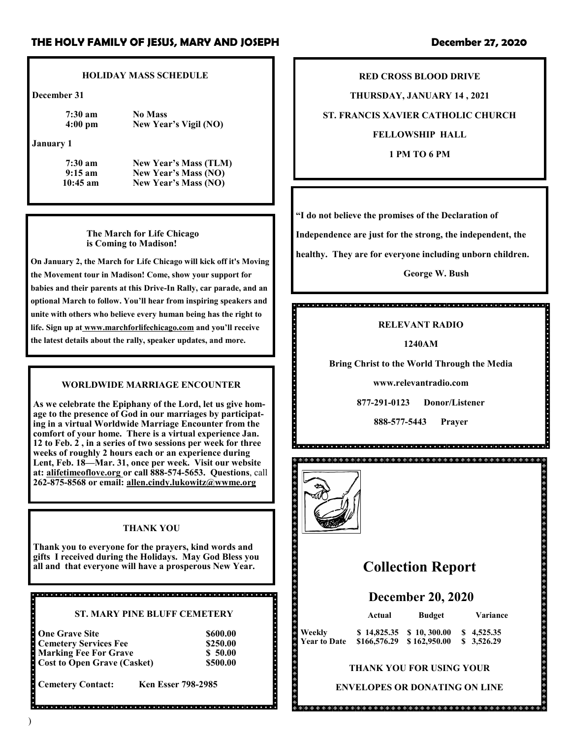## HOLIDAY MASS SCHEDULE

**December 31**

| | |
|---|---|
| 7:30 am | No Mass |
| 4:00 pm | New Year's Vigil (NO) |

**January 1**

| | |
|---|---|
| 7:30 am | New Year's Mass (TLM) |
| 9:15 am | New Year's Mass (NO) |
| 10:45 am | New Year's Mass (NO) |

## The March for Life Chicago is Coming to Madison!

**On January 2, the March for Life Chicago will kick off it's Moving the Movement tour in Madison! Come, show your support for babies and their parents at this Drive-In Rally, car parade, and an optional March to follow. You'll hear from inspiring speakers and unite with others who believe every human being has the right to life. Sign up at www.marchforlifechicago.com and you'll receive the latest details about the rally, speaker updates, and more.**

## WORLDWIDE MARRIAGE ENCOUNTER

**As we celebrate the Epiphany of the Lord, let us give homage to the presence of God in our marriages by participating in a virtual Worldwide Marriage Encounter from the comfort of your home. There is a virtual experience Jan. 12 to Feb. 2 , in a series of two sessions per week for three weeks of roughly 2 hours each or an experience during Lent, Feb. 18—Mar. 31, once per week. Visit our website at: alifetimeoflove.org or call 888-574-5653. Questions**, call **262-875-8568 or email: allen.cindy.lukowitz@wwme.org**

## THANK YOU

**Thank you to everyone for the prayers, kind words and gifts I received during the Holidays. May God Bless you all and that everyone will have a prosperous New Year.**

## ST. MARY PINE BLUFF CEMETERY

| | |
|---|---|
| **One Grave Site** | **$600.00** |
| **Cemetery Services Fee** | **$250.00** |
| **Marking Fee For Grave** | **$ 50.00** |
| **Cost to Open Grave (Casket)** | **$500.00** |

**Cemetery Contact: Ken Esser 798-2985**

## RED CROSS BLOOD DRIVE

**THURSDAY, JANUARY 14 , 2021**

**ST. FRANCIS XAVIER CATHOLIC CHURCH**

**FELLOWSHIP HALL**

**1 PM TO 6 PM**

**"I do not believe the promises of the Declaration of Independence are just for the strong, the independent, the healthy. They are for everyone including unborn children.**

**George W. Bush**

## RELEVANT RADIO

**1240AM**

**Bring Christ to the World Through the Media**

**www.relevantradio.com**

**877-291-0123 Donor/Listener**

**888-577-5443 Prayer**

## Collection Report

### December 20, 2020

| | Actual | Budget | Variance |
|---|---|---|---|
| Weekly | $ 14,825.35 | $ 10, 300.00 | $ 4,525.35 |
| Year to Date | $166,576.29 | $ 162,950.00 | $ 3,526.29 |

**THANK YOU FOR USING YOUR ENVELOPES OR DONATING ON LINE**